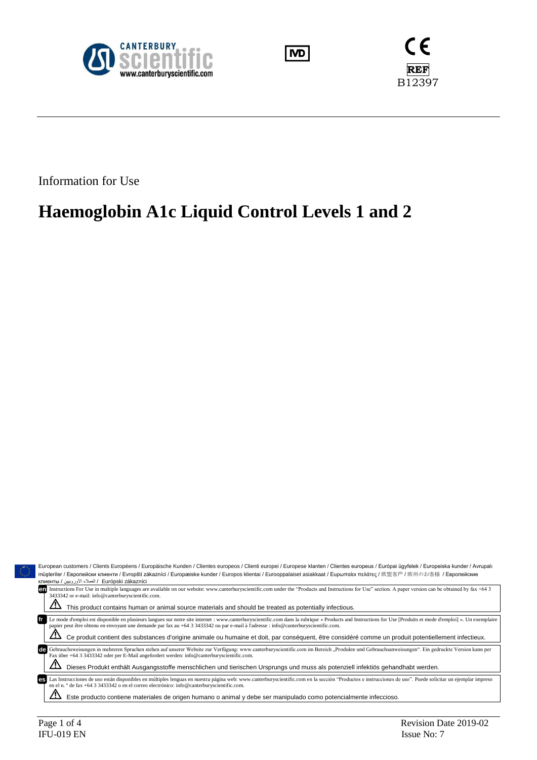CANTERBURY scientific
www.canterburyscientific.com

IVD

CE

REF B12397

Information for Use

# Haemoglobin A1c Liquid Control Levels 1 and 2

European customers / Clients Européens / Europäische Kunden / Clientes europeos / Clienti europei / Europese klanten / Clientes europeus / Európai ügyfelek / Europeiska kunder / Avrupalı müşteriler / Европейски клиенти / Evropští zákazníci / Europæiske kunder / Europos klientai / Eurooppalaiset asiakkaat / Ευρωπαίοι πελάτες / 欧盟客户 / 欧州のお客様 / Европейские клиенты / العملاء الأوروبيين / Európski zákazníci

**en** Instructions For Use in multiple languages are available on our website: www.canterburyscientific.com under the "Products and Instructions for Use" section. A paper version can be obtained by fax +64 3 3433342 or e-mail: info@canterburyscientific.com.

⚠ This product contains human or animal source materials and should be treated as potentially infectious.

**fr** Le mode d'emploi est disponible en plusieurs langues sur notre site internet : www.canterburyscientific.com dans la rubrique « Products and Instructions for Use [Produits et mode d'emploi] ». Un exemplaire papier peut être obtenu en envoyant une demande par fax au +64 3 3433342 ou par e-mail à l'adresse : info@canterburyscientific.com.

⚠ Ce produit contient des substances d'origine animale ou humaine et doit, par conséquent, être considéré comme un produit potentiellement infectieux.

**de** Gebrauchsweisungen in mehreren Sprachen stehen auf unserer Website zur Verfügung: www.canterburyscientific.com im Bereich „Produkte und Gebrauchsanweisungen". Ein gedruckte Version kann per Fax über +64 3 3433342 oder per E-Mail angefordert werden: info@canterburyscientific.com.

⚠ Dieses Produkt enthält Ausgangsstoffe menschlichen und tierischen Ursprungs und muss als potenziell infektiös gehandhabt werden.

**es** Las Instrucciones de uso están disponibles en múltiples lenguas en nuestra página web: www.canterburyscientific.com en la sección "Productos e instrucciones de uso". Puede solicitar un ejemplar impreso en el n. º de fax +64 3 3433342 o en el correo electrónico: info@canterburyscientific.com.

⚠ Este producto contiene materiales de origen humano o animal y debe ser manipulado como potencialmente infeccioso.

IFU-019 EN

Revision Date 2019-02
Issue No: 7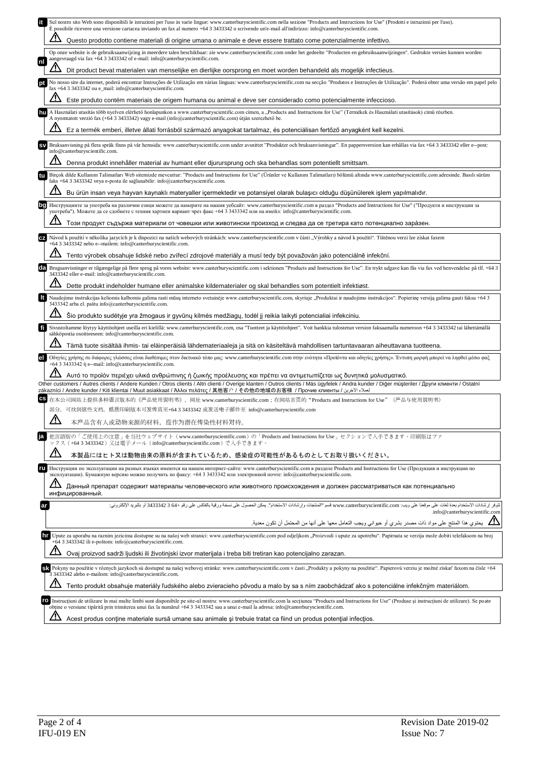**it** Sul nostro sito Web sono disponibili le istruzioni per l'uso in varie lingue: www.canterburyscientific.com nella sezione "Products and Instructions for Use" (Prodotti e istruzioni per l'uso). È possibile ricevere una versione cartacea inviando un fax al numero +64 3 3433342 o scrivendo un'e-mail all'indirizzo: info@canterburyscientific.com.

⚠ Questo prodotto contiene materiali di origine umana o animale e deve essere trattato come potenzialmente infettivo.

**nl** Op onze website is de gebruiksaanwijzing in meerdere talen beschikbaar: zie www.canterburyscientific.com onder het gedeelte "Producten en gebruiksaanwijzingen". Gedrukte versies kunnen worden aangevraagd via fax +64 3 3433342 of e-mail: info@canterburyscientific.com.

⚠ Dit product bevat materialen van menselijke en dierlijke oorsprong en moet worden behandeld als mogelijk infectieus.

**pt** No nosso site da internet, poderá encontrar Instruções de Utilização em várias línguas: www.canterburyscientific.com na secção "Produtos e Instruções de Utilização". Poderá obter uma versão em papel pelo fax +64 3 3433342 ou e_mail: info@canterburyscientific.com.

⚠ Este produto contém materiais de origem humana ou animal e deve ser considerado como potencialmente infeccioso.

**hu** A Használati utasítás több nyelven elérhető honlapunkon a www.canterburyscientific.com címen, a „Products and Instructions for Use" (Termékek és Használati utasítások) című részben. A nyomtatott verzió fax (+64 3 3433342) vagy e-mail (info@canterburyscientific.com) útján szerezhető be.

⚠ Ez a termék emberi, illetve állati forrásból származó anyagokat tartalmaz, és potenciálisan fertőző anyagként kell kezelni.

**sv** Bruksanvisning på flera språk finns på vår hemsida: www.canterburyscientific.com under avsnittet "Produkter och bruksanvisningar". En pappersversion kan erhållas via fax +64 3 3433342 eller e--post: info@canterburyscientific.com.

⚠ Denna produkt innehåller material av humant eller djurursprung och ska behandlas som potentiellt smittsam.

**tu** Birçok dilde Kullanım Talimatları Web sitemizde mevcuttur: "Products and Instructions for Use" (Ürünler ve Kullanım Talimatları) bölümü altında www.canterburyscientific.com adresinde. Basılı sürüm faks +64 3 3433342 veya e-posta ile sağlanabilir: info@canterburyscientific.com.

⚠ Bu ürün insan veya hayvan kaynaklı materyaller içermektedir ve potansiyel olarak bulaşıcı olduğu düşünülerek işlem yapılmalıdır.

**bg** Инструкциите за употреба на различни езици можете да намерите на нашия уебсайт: www.canterburyscientific.com в раздел "Products and Instructions for Use" ("Продукти и инструкции за употреба"). Можете да се сдобиете с техния хартиен вариант чрез факс +64 3 3433342 или на имейл: info@canterburyscientific.com.

⚠ Този продукт съдържа материали от човешки или животински произход и следва да се третира като потенциално зарàзен.

**cz** Návod k použití v několika jazycích je k dispozici na našich webových stránkách: www.canterburyscientific.com v části „Výrobky a návod k použití". Tištěnou verzi lze získat faxem +64 3 3433342 nebo e--mailem: info@canterburyscientific.com.

⚠ Tento výrobek obsahuje lidské nebo zvířecí zdrojové materiály a musí tedy být považován jako potenciálně infekční.

**da** Brugsanvisninger er tilgængelige på flere sprog på vores website: www.canterburyscientific.com i sektionen "Products and Instructions for Use". En trykt udgave kan fås via fax ved henvendelse på tlf. +64 3 3433342 eller e-mail: info@canterburyscientific.com.

⚠ Dette produkt indeholder humane eller animalske kildematerialer og skal behandles som potentielt infektiøst.

**lt** Naudojimo instrukcijas keliomis kalbomis galima rasti mūsų interneto svetainėje www.canterburyscientific.com, skyriuje „Produktai ir naudojimo instrukcijos". Popierinę versiją galima gauti faksu +64 3 3433342 arba el. paštu info@canterburyscientific.com.

⚠ Šio produkto sudėtyje yra žmogaus ir gyvūnų kilmės medžiagų, todėl jį reikia laikyti potencialiai infekciniu.

**fi** Sivustoltamme löytyy käyttöohjeet useilla eri kielillä: www.canterburyscientific.com, osa "Tuotteet ja käyttöohjeet". Voit hankkia tulostetun version faksaamalla numeroon +64 3 3433342 tai lähettämällä sähköpostia osoitteeseen: info@canterburyscientific.com.

⚠ Tämä tuote sisältää ihmis- tai eläinperäisiä lähdemateriaaleja ja sitä on käsiteltävä mahdollisen tartuntavaaran aiheuttavana tuotteena.

**el** Οδηγίες χρήσης σε διάφορες γλώσσες είναι διαθέσιμες στον δικτυακό τόπο μας: www.canterburyscientific.com στην ενότητα «Προϊόντα και οδηγίες χρήσης». Έντυπη μορφή μπορεί να ληφθεί μέσω φαξ +64 3 3433342 ή e--mail: info@canterburyscientific.com.

⚠ Αυτό το προϊόν περιέχει υλικά ανθρώπινης ή ζωικής προέλευσης και πρέπει να αντιμετωπίζεται ως δυνητικά μολυσματικό.

Other customers / Autres clients / Andere Kunden / Otros clients / Altri clienti / Overige klanten / Outros clients / Más ügyfelek / Andra kunder / Diğer müşteriler / Други клиенти / Ostatní zákazníci / Andre kunder / Kiti klientai / Muut asiakkaat / Άλλοι πελάτες / 其他客户 / その他の地域のお客様 / Прочие клиенты / لعملاء الآخرين

**cs** 在本公司网站上提供多种语言版本的《产品使用说明书》，网址 www.canterburyscientific.com；在网站首页的"Products and Instructions for Use"（产品与使用说明书）部分，可找到这些文档。纸质印刷版本可发传真至+64 3 3433342 或发送电子邮件至 info@canterburyscientific.com

⚠ 本产品含有人或动物来源的材料，应作为潜在传染性材料对待。

**ja** 他言語版の「ご使用上の注意」を当社ウェブサイト（www.canterburyscientific.com）の「Products and Instructions for Use」セクションで入手できます。印刷版はファックス（+64 3 3433342）又は電子メール（info@canterburyscientific.com）で入手できます。

⚠ 本製品にはヒト又は動物由来の原料が含まれているため、感染症の可能性があるものとしてお取り扱いください。

**ru** Инструкции по эксплуатации на разных языках имеются на нашем интернет-сайте: www.canterburyscientific.com в разделе Products and Instructions for Use (Продукция и инструкции по эксплуатации). Бумажную версию можно получить по факсу: +64 3 3433342 или электронной почте: info@canterburyscientific.com.

⚠ Данный препарат содержит материалы человеческого или животного происхождения и должен рассматриваться как потенциально инфицированный.

**ar** تتوفر إرشادات الاستخدام بعدة لغات على موقعنا على ويب: www.canterburyscientific.com قسم "المنتجات وإرشادات الاستخدام". يمكن الحصول على نسخة ورقية بالفاكس على رقم +64 3 3433342 أو بالبريد الإلكتروني: info@canterburyscientific.com.

⚠ يحتوي هذا المنتج على مواد ذات مصدر بشري أو حيواني ويجب التعامل معها على أنها من المحتمل أن تكون معدية.

**hr** Upute za uporabu na raznim jezicima dostupne su na našoj web stranici: www.canterburyscientific.com pod odjeljkom „Proizvodi i upute za upotrebu". Papirnata se verzija može dobiti telefaksom na broj +64 3 3433342 ili e-poštom: info@canterburyscientific.com.

⚠ Ovaj proizvod sadrži ljudski ili životinjski izvor materijala i treba biti tretiran kao potencijalno zarazan.

**sk** Pokyny na použitie v rôznych jazykoch sú dostupné na našej webovej stránke: www.canterburyscientific.com v časti „Produkty a pokyny na použitie". Papierovú verziu je možné získať faxom na čísle +64 3 3433342 alebo e-mailom: info@canterburyscientific.com.

⚠ Tento produkt obsahuje materiály ľudského alebo zvieracieho pôvodu a malo by sa s ním zaobchádzať ako s potenciálne infekčným materiálom.

**ro** Instrucţiuni de utilizare în mai multe limbi sunt disponibile pe site-ul nostru: www.canterburyscientific.com la secţiunea "Products and Instructions for Use" (Produse şi instrucţiuni de utilizare). Se poate obţine o versiune tipărită prin trimiterea unui fax la numărul +64 3 3433342 sau a unui e-mail la adresa: info@canterburyscientific.com.

⚠ Acest produs conţine materiale sursă umane sau animale şi trebuie tratat ca fiind un produs potenţial infecţios.

IFU-019 EN

Revision Date 2019-02

Issue No: 7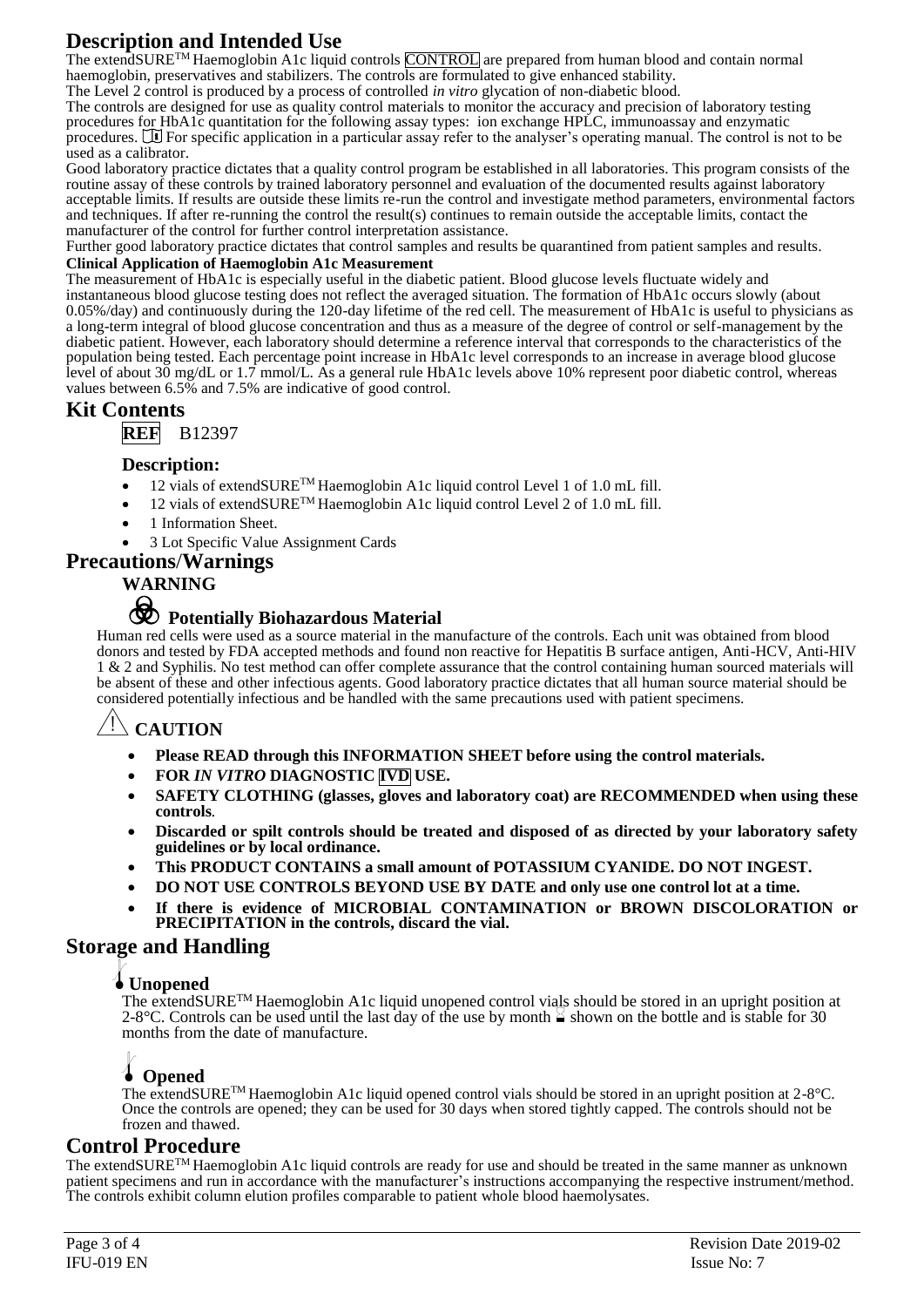# Description and Intended Use

The extendSURE™ Haemoglobin A1c liquid controls CONTROL are prepared from human blood and contain normal haemoglobin, preservatives and stabilizers. The controls are formulated to give enhanced stability.

The Level 2 control is produced by a process of controlled *in vitro* glycation of non-diabetic blood.

The controls are designed for use as quality control materials to monitor the accuracy and precision of laboratory testing procedures for HbA1c quantitation for the following assay types: ion exchange HPLC, immunoassay and enzymatic procedures. For specific application in a particular assay refer to the analyser's operating manual. The control is not to be used as a calibrator.

Good laboratory practice dictates that a quality control program be established in all laboratories. This program consists of the routine assay of these controls by trained laboratory personnel and evaluation of the documented results against laboratory acceptable limits. If results are outside these limits re-run the control and investigate method parameters, environmental factors and techniques. If after re-running the control the result(s) continues to remain outside the acceptable limits, contact the manufacturer of the control for further control interpretation assistance.

Further good laboratory practice dictates that control samples and results be quarantined from patient samples and results.

**Clinical Application of Haemoglobin A1c Measurement**

The measurement of HbA1c is especially useful in the diabetic patient. Blood glucose levels fluctuate widely and instantaneous blood glucose testing does not reflect the averaged situation. The formation of HbA1c occurs slowly (about 0.05%/day) and continuously during the 120-day lifetime of the red cell. The measurement of HbA1c is useful to physicians as a long-term integral of blood glucose concentration and thus as a measure of the degree of control or self-management by the diabetic patient. However, each laboratory should determine a reference interval that corresponds to the characteristics of the population being tested. Each percentage point increase in HbA1c level corresponds to an increase in average blood glucose level of about 30 mg/dL or 1.7 mmol/L. As a general rule HbA1c levels above 10% represent poor diabetic control, whereas values between 6.5% and 7.5% are indicative of good control.

# Kit Contents

**REF** B12397

### Description:

- 12 vials of extendSURE™ Haemoglobin A1c liquid control Level 1 of 1.0 mL fill.
- 12 vials of extendSURE™ Haemoglobin A1c liquid control Level 2 of 1.0 mL fill.
- 1 Information Sheet.
- 3 Lot Specific Value Assignment Cards

# Precautions/Warnings

**WARNING**

### Potentially Biohazardous Material

Human red cells were used as a source material in the manufacture of the controls. Each unit was obtained from blood donors and tested by FDA accepted methods and found non reactive for Hepatitis B surface antigen, Anti-HCV, Anti-HIV 1 & 2 and Syphilis. No test method can offer complete assurance that the control containing human sourced materials will be absent of these and other infectious agents. Good laboratory practice dictates that all human source material should be considered potentially infectious and be handled with the same precautions used with patient specimens.

## CAUTION

- **Please READ through this INFORMATION SHEET before using the control materials.**
- **FOR *IN VITRO* DIAGNOSTIC IVD USE.**
- **SAFETY CLOTHING (glasses, gloves and laboratory coat) are RECOMMENDED when using these controls.**
- **Discarded or spilt controls should be treated and disposed of as directed by your laboratory safety guidelines or by local ordinance.**
- **This PRODUCT CONTAINS a small amount of POTASSIUM CYANIDE. DO NOT INGEST.**
- **DO NOT USE CONTROLS BEYOND USE BY DATE and only use one control lot at a time.**
- **If there is evidence of MICROBIAL CONTAMINATION or BROWN DISCOLORATION or PRECIPITATION in the controls, discard the vial.**

# Storage and Handling

### Unopened

The extendSURE™ Haemoglobin A1c liquid unopened control vials should be stored in an upright position at 2-8°C. Controls can be used until the last day of the use by month shown on the bottle and is stable for 30 months from the date of manufacture.

### Opened

The extendSURE™ Haemoglobin A1c liquid opened control vials should be stored in an upright position at 2-8°C. Once the controls are opened; they can be used for 30 days when stored tightly capped. The controls should not be frozen and thawed.

# Control Procedure

The extendSURE™ Haemoglobin A1c liquid controls are ready for use and should be treated in the same manner as unknown patient specimens and run in accordance with the manufacturer's instructions accompanying the respective instrument/method. The controls exhibit column elution profiles comparable to patient whole blood haemolysates.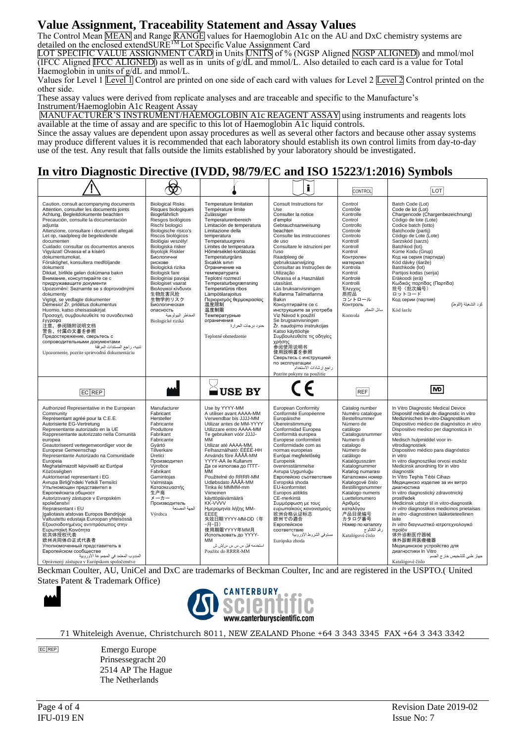# Value Assignment, Traceability Statement and Assay Values

The Control Mean MEAN and Range RANGE values for Haemoglobin A1c on the AU and DxC chemistry systems are detailed on the enclosed extendSURE™ Lot Specific Value Assignment Card LOT SPECIFIC VALUE ASSIGNMENT CARD in Units UNITS of % (NGSP Aligned NGSP ALIGNED) and mmol/mol (IFCC Aligned IFCC ALIGNED) as well as in units of g/dL and mmol/L. Also detailed to each card is a value for Total Haemoglobin in units of g/dL and mmol/L.

Values for Level 1 Level 1 Control are printed on one side of each card with values for Level 2 Level 2 Control printed on the other side.

These assay values were derived from replicate analyses and are traceable and specific to the Manufacture's Instrument/Haemoglobin A1c Reagent Assay MANUFACTURER'S INSTRUMENT/HAEMOGLOBIN A1c REAGENT ASSAY using instruments and reagents lots available at the time of assay and are specific to this lot of Haemoglobin A1c liquid controls.

Since the assay values are dependent upon assay procedures as well as several other factors and because other assay systems may produce different values it is recommended that each laboratory should establish its own control limits from day-to-day use of the test. Any result that falls outside the limits established by your laboratory should be investigated.

# In vitro Diagnostic Directive (IVDD, 98/79/EC and ISO 15223/1:2016) Symbols

| ⚠ | ☣ | 🌡 | i | CONTROL | LOT |
|---|---|---|---|---|---|
| Caution, consult accompanying documents<br>Attention, consulter les documents joints<br>Achtung, Begleitdokumente beachten<br>Precaución, consulte la documentación adjunta<br>Attenzione, consultare i documenti allegati<br>Let op, raadpleeg de begeleidende documenten<br>Cuidado: consultar os documentos anexos<br>Vigyázat! Olvassa el a kísérő dokumentumokat.<br>Försiktighet, konsultera medföljande dokument<br>Dikkat, birlikte gelen dokümana bakın<br>Внимание, консултирайте се с придружаващите документи<br>Upozornění: Seznamte se s doprovodnými dokumenty<br>Vigtigt, se vedlagte dokumenter<br>Dėmesio! Žr. pridėtus dokumentus<br>Huomio, katso oheisasiakirjat<br>Προσοχή, συμβουλευθείτε τα συνοδευτικά έγγραφα<br>注意，参阅随附说明文档<br>警告、付属の文書を参照<br>Предостережение, сверьтесь с сопроводительными документами<br>تنبيه، راجع المستندات المرفقة<br>Upozornenie, pozrite sprievodnú dokumentáciu | Biological Risks<br>Risques biologiques<br>Biogefährlich<br>Riesgos biológicos<br>Rischi biologici<br>Biologische risico's<br>Riscos biológicos<br>Biológiai veszély!<br>Biologiska risker<br>Biyolojik Riskler<br>Биологични рискове<br>Biologická rizika<br>Biologisk fare<br>Biologiniai pavojai<br>Biologiset vaarat<br>Βιολογικοί κίνδυνοι<br>生物危害风险<br>生物学的リスク<br>Биологическая опасность<br>المخاطر البيولوجية<br>Biologické riziká | Temperature limitation<br>Température limite<br>Zulässiger Temperaturenbereich<br>Limitación de temperatura<br>Limitazione della temperatura<br>Temperatuurgrens<br>Limites de temperatura<br>Hőmérséklet-korlátozás<br>Temperaturgräns<br>Sıcaklık sınırı<br>Ограничение на температурата<br>Teplotní rozmezí<br>Temperaturbegrænsning<br>Temperatūros ribos<br>Lämpötilarajoitus<br>Περιορισμός θερμοκρασίας<br>温度限制<br>温度制限<br>Температурные ограничения<br>حدود درجات الحرارة<br>Teplotné obmedzenie | Consult Instructions for Use<br>Consulter la notice d'emploi<br>Gebrauchsanweisung beachten<br>Consulte las instrucciones de uso<br>Consultare le istruzioni per l'uso<br>Raadpleeg de gebruiksaanwijzing<br>Consultar as Instruções de Utilização<br>Olvassa el a Használati utasítást.<br>Läs bruksanvisningen<br>Kullanma Talimatlarına Bakın<br>Консултирайте се с инструкциите за употреба<br>Viz Návod k použití<br>Se brugsanvisningen<br>Žr. naudojimo instrukcijas<br>Katso käyttöohje<br>Συμβουλευθείτε τις οδηγίες χρήσης<br>参阅使用说明书<br>使用説明書を参照<br>Сверьтесь с инструкцией по эксплуатации<br>راجع إرشادات الاستخدام<br>Pozrite pokyny na použitie | Control<br>Contrôle<br>Kontrolle<br>Control<br>Controllo<br>Controle<br>Controlo<br>Kontroll<br>Kontroll<br>Kontrol<br>Контролен материал<br>Kontrola<br>Kontrol<br>Kontrolė<br>Kontrolli<br>Έλεγχος<br>质控品<br>コントロール<br>Контроль<br>سائل التحكم<br>Kontrola | Batch Code (Lot)<br>Code de lot (Lot)<br>Chargencode (Chargenbezeichnung)<br>Código de lote (Lote)<br>Codice batch (lotto)<br>Batchcode (partij)<br>Código de Lote (Lote)<br>Sarzskód (sarzs)<br>Batchkod (lot)<br>Küme Kodu (Grup)<br>Код на серия (партида)<br>Kód dávky (šarže)<br>Batchkode (lot)<br>Partijos kodas (serija)<br>Eräkoodi (erä)<br>Κωδικός παρτίδας (Παρτίδα)<br>批号（批次编号）<br>ロットコード<br>Код серии (партия)<br>كود التشغيلة (اللوط)<br>Kód šarže |
| EC REP | 🏭 | USE BY | CE | REF | IVD |
| Authorized Representative in the European Community<br>Représentant agréé pour la C.E.E.<br>Autorisierte EG-Vertretung<br>Representante autorizado en la UE<br>Rappresentante autorizzato nella Comunità europea<br>Geautoriseerd vertegenwoordiger voor de Europese Gemeenschap<br>Representante Autorizado na Comunidade Europeia<br>Meghatalmazott képviselő az Európai Közösségben<br>Auktoriserad representant i EG<br>Avrupa Birliği'ndeki Yetkili Temsilci<br>Упълномощен представител в Европейската общност<br>Autorizovaný zástupce v Evropském společenství<br>Repræsentant i EU<br>Įgaliotasis atstovas Europos Bendrijoje<br>Valtuutettu edustaja Euroopan yhteisössä<br>Εξουσιοδοτημένος αντιπρόσωπος στην Ευρωπαϊκή Κοινότητα<br>欧共体授权代表<br>欧州共同体の正式代表者<br>Уполномоченный представитель в Европейском сообществе<br>المندوب المعتمد في المجموعة الأوروبية<br>Oprávnený zástupca v Európskom spoločenstve | Manufacturer<br>Fabricant<br>Hersteller<br>Fabricante<br>Produttore<br>Fabrikant<br>Fabricante<br>Gyártó<br>Tillverkare<br>Üretici<br>Производител<br>Výrobce<br>Fabrikant<br>Gamintojas<br>Valmistaja<br>Κατασκευαστής<br>生产商<br>メーカー<br>Производитель<br>الجهة المصنعة<br>Výrobca | Use by YYYY-MM<br>A utiliser avant AAAA-MM<br>Verwendbar bis JJJJ-MM<br>Utilizar antes de MM-YYYY<br>Utilizzare entro AAAA-MM<br>Te gebruiken vóór JJJJ-MM<br>Utilizar até AAAA-MM.<br>Felhasználható: ÉÉÉÉ-HH<br>Används före ÅÅÅÅ-MM<br>YYYY-AA ile Kullanım<br>Да се използва до ГГГГ-ММ<br>Použitelné do RRRR-MM<br>Udløbsdato ÅÅÅÅ-MM<br>Tinka iki MMMM-mm<br>Viimeinen käyttöpäivämäärä KK-VVVV<br>Ημερομηνία λήξης MM-EEEE<br>失效日期 YYYY-MM-DD（年-月-日）<br>使用期限YYYY年MM月<br>Использовать до YYYY-MM<br>استخدمه قبل س س س س/ش ش<br>Použite do RRRR-MM | European Conformity<br>Conformité Européenne<br>Europäische Übereinstimmung<br>Conformidad Europea<br>Conformità europea<br>Europese conformiteit<br>Conformidade com as normas europeias<br>Európai megfelelőség<br>Europeisk överensstämmelse<br>Avrupa Uygunluğu<br>Европейско съответствие<br>Evropská shoda<br>EU-konformitet<br>Europos atitiktis<br>CE-merkintä<br>Συμμόρφωση με τους ευρωπαϊκούς κανονισμούς<br>欧洲合格认证标志<br>欧州での適合<br>Европейское соответствие<br>مستوفي الشروط الأوروبية<br>Európska zhoda | Catalog number<br>Numéro catalogue<br>Bestellnummer<br>Número de catálogo<br>Catalogusnummer<br>Numero di catalogo<br>Número de catálogo<br>Katalógusszám<br>Katalognummer<br>Katalog numarası<br>Каталожен номер<br>Katalogové číslo<br>Bestillingsnummer<br>Katalogo numeris<br>Luettelonumero<br>Αριθμός καταλόγου<br>产品目录编号<br>カタログ番号<br>Номер по каталогу<br>رقم الكتالوج<br>Katalógové číslo | In Vitro Diagnostic Medical Device<br>Dispositif médical de diagnostic in vitro<br>Medizinisches In-vitro-Diagnostikum<br>Dispositivo médico de diagnóstico *in vitro*<br>Dispositivo medico per diagnostica in vitro<br>Medisch hulpmiddel voor in-vitrodiagnostiek<br>Dispositivo médico para diagnóstico in vitro<br>In vitro diagnosztikai orvosi eszköz<br>Medicinsk anordning för in vitro diagnostik<br>In Vitro Teşhis Tıbbi Cihazı<br>Медицинско изделие за ин витро диагностика<br>In vitro diagnostický zdravotnický prostředek<br>Medicinsk udstyr til in vitro-diagnostik<br>*In vitro* diagnostikos medicinos prietaisas<br>*In vitro* -diagnostinen lääketieteellinen laite<br>*In vitro* διαγνωστικό ιατροτεχνολογικό προϊόν<br>体外诊断医疗器械<br>体外診断用医療機器<br>Медицинское устройство для диагностики In Vitro<br>جهاز طبي للتشخيص خارج الجسم<br>Katalógové číslo |

Beckman Coulter, AU, UniCel and DxC are trademarks of Beckman Coulter, Inc and are registered in the USPTO.( United States Patent & Trademark Office)

CANTERBURY scientific
www.canterburyscientific.com

71 Whiteleigh Avenue, Christchurch 8011, NEW ZEALAND Phone +64 3 343 3345 FAX +64 3 343 3342

EC REP Emergo Europe
Prinsessegracht 20
2514 AP The Hague
The Netherlands

IFU-019 EN
Revision Date 2019-02
Issue No: 7